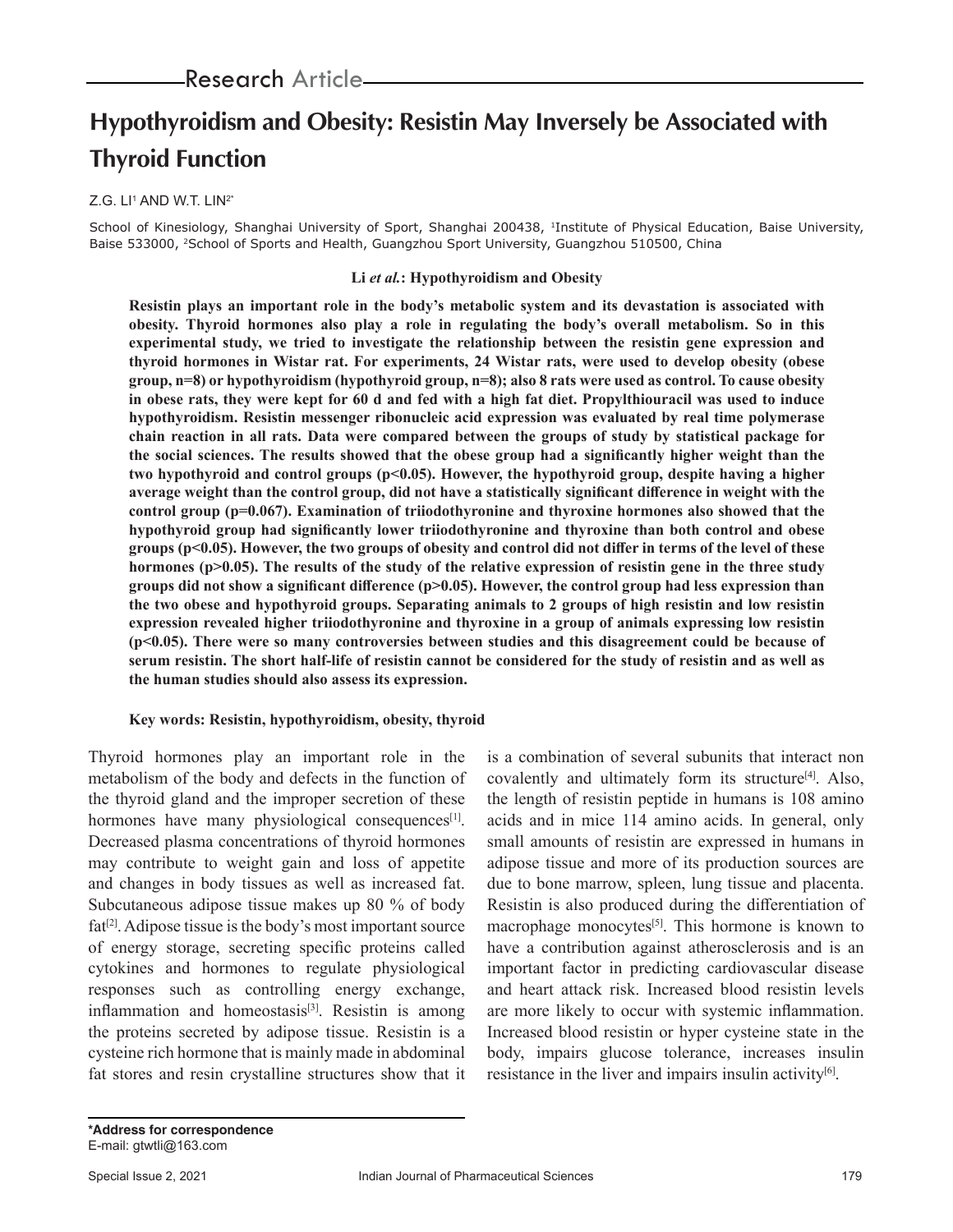Research Article

# Hypothyroidism and Obesity: Resistin May Inversely be Associated with Thyroid Function

Z.G. LI[1] AND W.T. LIN[2*]

School of Kinesiology, Shanghai University of Sport, Shanghai 200438, [1]Institute of Physical Education, Baise University, Baise 533000, [2]School of Sports and Health, Guangzhou Sport University, Guangzhou 510500, China

**Li *et al.*: Hypothyroidism and Obesity**

**Resistin plays an important role in the body's metabolic system and its devastation is associated with obesity. Thyroid hormones also play a role in regulating the body's overall metabolism. So in this experimental study, we tried to investigate the relationship between the resistin gene expression and thyroid hormones in Wistar rat. For experiments, 24 Wistar rats, were used to develop obesity (obese group, n=8) or hypothyroidism (hypothyroid group, n=8); also 8 rats were used as control. To cause obesity in obese rats, they were kept for 60 d and fed with a high fat diet. Propylthiouracil was used to induce hypothyroidism. Resistin messenger ribonucleic acid expression was evaluated by real time polymerase chain reaction in all rats. Data were compared between the groups of study by statistical package for the social sciences. The results showed that the obese group had a significantly higher weight than the two hypothyroid and control groups ($p<0.05$). However, the hypothyroid group, despite having a higher average weight than the control group, did not have a statistically significant difference in weight with the control group ($p=0.067$). Examination of triiodothyronine and thyroxine hormones also showed that the hypothyroid group had significantly lower triiodothyronine and thyroxine than both control and obese groups ($p<0.05$). However, the two groups of obesity and control did not differ in terms of the level of these hormones ($p>0.05$). The results of the study of the relative expression of resistin gene in the three study groups did not show a significant difference ($p>0.05$). However, the control group had less expression than the two obese and hypothyroid groups. Separating animals to 2 groups of high resistin and low resistin expression revealed higher triiodothyronine and thyroxine in a group of animals expressing low resistin ($p<0.05$). There were so many controversies between studies and this disagreement could be because of serum resistin. The short half-life of resistin cannot be considered for the study of resistin and as well as the human studies should also assess its expression.**

**Key words: Resistin, hypothyroidism, obesity, thyroid**

Thyroid hormones play an important role in the metabolism of the body and defects in the function of the thyroid gland and the improper secretion of these hormones have many physiological consequences[1]. Decreased plasma concentrations of thyroid hormones may contribute to weight gain and loss of appetite and changes in body tissues as well as increased fat. Subcutaneous adipose tissue makes up 80 % of body fat[2]. Adipose tissue is the body's most important source of energy storage, secreting specific proteins called cytokines and hormones to regulate physiological responses such as controlling energy exchange, inflammation and homeostasis[3]. Resistin is among the proteins secreted by adipose tissue. Resistin is a cysteine rich hormone that is mainly made in abdominal fat stores and resin crystalline structures show that it is a combination of several subunits that interact non covalently and ultimately form its structure[4]. Also, the length of resistin peptide in humans is 108 amino acids and in mice 114 amino acids. In general, only small amounts of resistin are expressed in humans in adipose tissue and more of its production sources are due to bone marrow, spleen, lung tissue and placenta. Resistin is also produced during the differentiation of macrophage monocytes[5]. This hormone is known to have a contribution against atherosclerosis and is an important factor in predicting cardiovascular disease and heart attack risk. Increased blood resistin levels are more likely to occur with systemic inflammation. Increased blood resistin or hyper cysteine state in the body, impairs glucose tolerance, increases insulin resistance in the liver and impairs insulin activity[6].

**\*Address for correspondence**
E-mail: gtwtli@163.com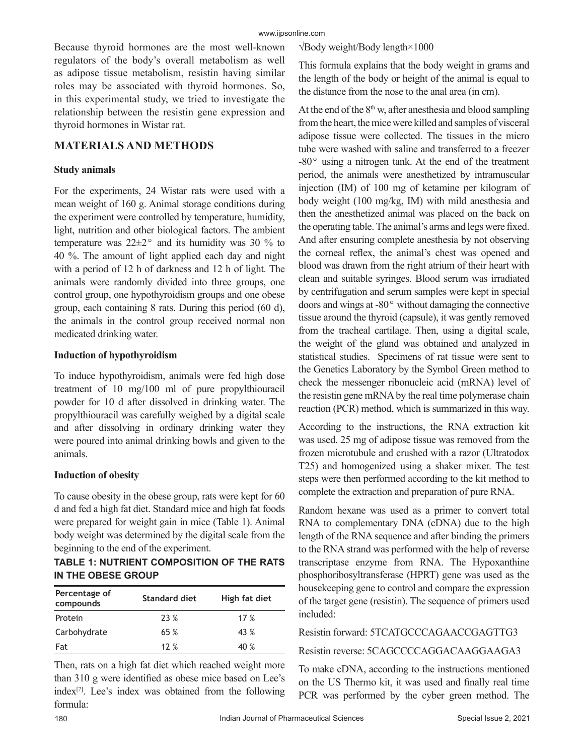Because thyroid hormones are the most well-known regulators of the body's overall metabolism as well as adipose tissue metabolism, resistin having similar roles may be associated with thyroid hormones. So, in this experimental study, we tried to investigate the relationship between the resistin gene expression and thyroid hormones in Wistar rat.

## MATERIALS AND METHODS

### Study animals

For the experiments, 24 Wistar rats were used with a mean weight of 160 g. Animal storage conditions during the experiment were controlled by temperature, humidity, light, nutrition and other biological factors. The ambient temperature was $22\pm2°$ and its humidity was 30 % to 40 %. The amount of light applied each day and night with a period of 12 h of darkness and 12 h of light. The animals were randomly divided into three groups, one control group, one hypothyroidism groups and one obese group, each containing 8 rats. During this period (60 d), the animals in the control group received normal non medicated drinking water.

### Induction of hypothyroidism

To induce hypothyroidism, animals were fed high dose treatment of 10 mg/100 ml of pure propylthiouracil powder for 10 d after dissolved in drinking water. The propylthiouracil was carefully weighed by a digital scale and after dissolving in ordinary drinking water they were poured into animal drinking bowls and given to the animals.

### Induction of obesity

To cause obesity in the obese group, rats were kept for 60 d and fed a high fat diet. Standard mice and high fat foods were prepared for weight gain in mice (Table 1). Animal body weight was determined by the digital scale from the beginning to the end of the experiment.

**TABLE 1: NUTRIENT COMPOSITION OF THE RATS IN THE OBESE GROUP**

| Percentage of compounds | Standard diet | High fat diet |
|---|---|---|
| Protein | 23 % | 17 % |
| Carbohydrate | 65 % | 43 % |
| Fat | 12 % | 40 % |

Then, rats on a high fat diet which reached weight more than 310 g were identified as obese mice based on Lee's index[7]. Lee's index was obtained from the following formula:

$$\sqrt{\text{Body weight}}/\text{Body length}\times1000$$

This formula explains that the body weight in grams and the length of the body or height of the animal is equal to the distance from the nose to the anal area (in cm).

At the end of the 8th w, after anesthesia and blood sampling from the heart, the mice were killed and samples of visceral adipose tissue were collected. The tissues in the micro tube were washed with saline and transferred to a freezer -80° using a nitrogen tank. At the end of the treatment period, the animals were anesthetized by intramuscular injection (IM) of 100 mg of ketamine per kilogram of body weight (100 mg/kg, IM) with mild anesthesia and then the anesthetized animal was placed on the back on the operating table. The animal's arms and legs were fixed. And after ensuring complete anesthesia by not observing the corneal reflex, the animal's chest was opened and blood was drawn from the right atrium of their heart with clean and suitable syringes. Blood serum was irradiated by centrifugation and serum samples were kept in special doors and wings at -80° without damaging the connective tissue around the thyroid (capsule), it was gently removed from the tracheal cartilage. Then, using a digital scale, the weight of the gland was obtained and analyzed in statistical studies. Specimens of rat tissue were sent to the Genetics Laboratory by the Symbol Green method to check the messenger ribonucleic acid (mRNA) level of the resistin gene mRNA by the real time polymerase chain reaction (PCR) method, which is summarized in this way.

According to the instructions, the RNA extraction kit was used. 25 mg of adipose tissue was removed from the frozen microtubule and crushed with a razor (Ultratodox T25) and homogenized using a shaker mixer. The test steps were then performed according to the kit method to complete the extraction and preparation of pure RNA.

Random hexane was used as a primer to convert total RNA to complementary DNA (cDNA) due to the high length of the RNA sequence and after binding the primers to the RNA strand was performed with the help of reverse transcriptase enzyme from RNA. The Hypoxanthine phosphoribosyltransferase (HPRT) gene was used as the housekeeping gene to control and compare the expression of the target gene (resistin). The sequence of primers used included:

Resistin forward: 5TCATGCCCAGAACCGAGTTG3

Resistin reverse: 5CAGCCCCAGGACAAGGAAGA3

To make cDNA, according to the instructions mentioned on the US Thermo kit, it was used and finally real time PCR was performed by the cyber green method. The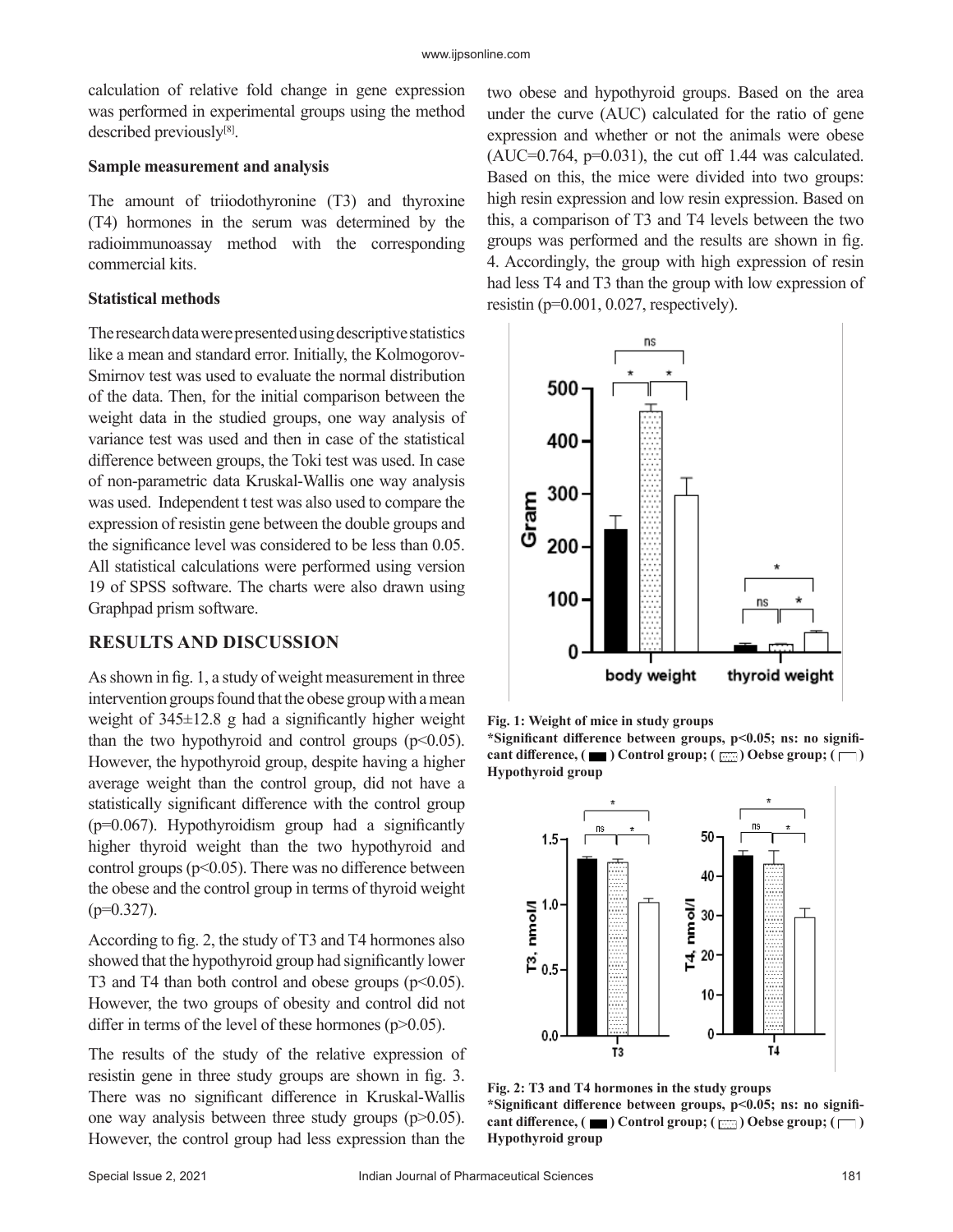calculation of relative fold change in gene expression was performed in experimental groups using the method described previously[8].

**Sample measurement and analysis**

The amount of triiodothyronine (T3) and thyroxine (T4) hormones in the serum was determined by the radioimmunoassay method with the corresponding commercial kits.

**Statistical methods**

The research data were presented using descriptive statistics like a mean and standard error. Initially, the Kolmogorov-Smirnov test was used to evaluate the normal distribution of the data. Then, for the initial comparison between the weight data in the studied groups, one way analysis of variance test was used and then in case of the statistical difference between groups, the Toki test was used. In case of non-parametric data Kruskal-Wallis one way analysis was used. Independent t test was also used to compare the expression of resistin gene between the double groups and the significance level was considered to be less than 0.05. All statistical calculations were performed using version 19 of SPSS software. The charts were also drawn using Graphpad prism software.

## RESULTS AND DISCUSSION

As shown in fig. 1, a study of weight measurement in three intervention groups found that the obese group with a mean weight of 345±12.8 g had a significantly higher weight than the two hypothyroid and control groups ($p<0.05$). However, the hypothyroid group, despite having a higher average weight than the control group, did not have a statistically significant difference with the control group ($p=0.067$). Hypothyroidism group had a significantly higher thyroid weight than the two hypothyroid and control groups ($p<0.05$). There was no difference between the obese and the control group in terms of thyroid weight ($p=0.327$).

According to fig. 2, the study of T3 and T4 hormones also showed that the hypothyroid group had significantly lower T3 and T4 than both control and obese groups ($p<0.05$). However, the two groups of obesity and control did not differ in terms of the level of these hormones ($p>0.05$).

The results of the study of the relative expression of resistin gene in three study groups are shown in fig. 3. There was no significant difference in Kruskal-Wallis one way analysis between three study groups ($p>0.05$). However, the control group had less expression than the two obese and hypothyroid groups. Based on the area under the curve (AUC) calculated for the ratio of gene expression and whether or not the animals were obese (AUC=0.764, $p=0.031$), the cut off 1.44 was calculated. Based on this, the mice were divided into two groups: high resin expression and low resin expression. Based on this, a comparison of T3 and T4 levels between the two groups was performed and the results are shown in fig. 4. Accordingly, the group with high expression of resin had less T4 and T3 than the group with low expression of resistin ($p=0.001$, 0.027, respectively).

**Fig. 1: Weight of mice in study groups**
**\*Significant difference between groups, p<0.05; ns: no significant difference, ( ) Control group; ( ) Oebse group; ( ) Hypothyroid group**

**Fig. 2: T3 and T4 hormones in the study groups**
**\*Significant difference between groups, p<0.05; ns: no significant difference, ( ) Control group; ( ) Oebse group; ( ) Hypothyroid group**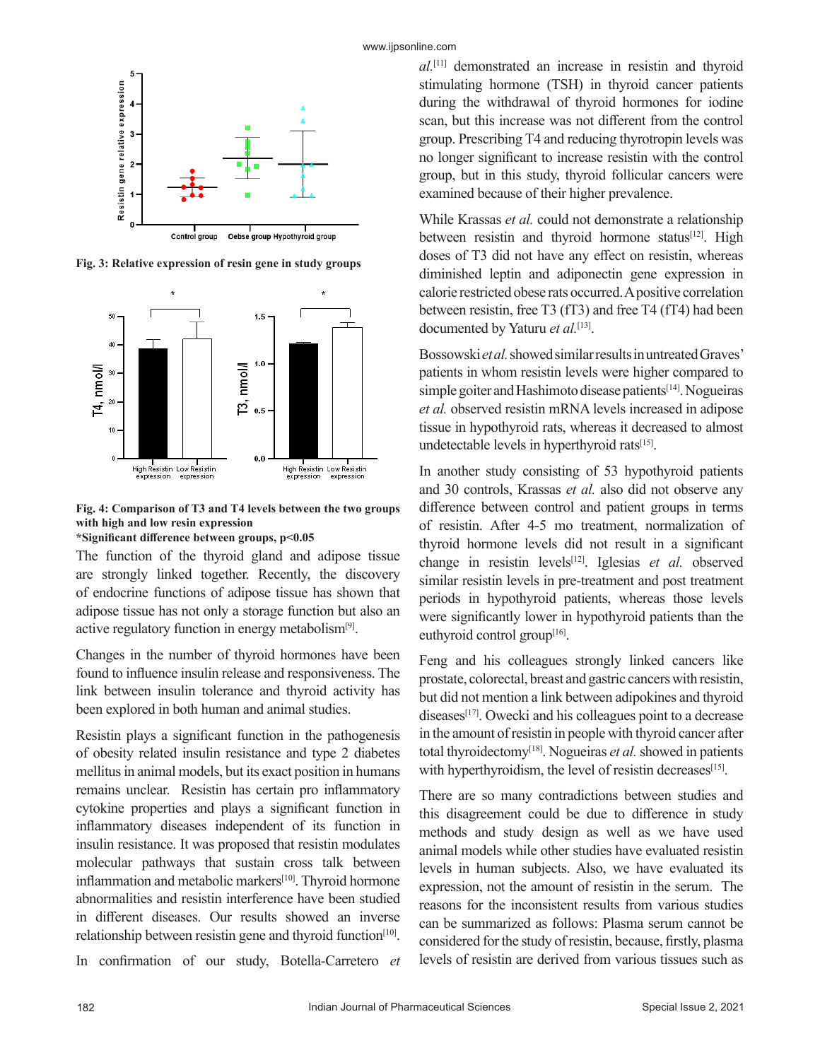Fig. 3: Relative expression of resin gene in study groups

Fig. 4: Comparison of T3 and T4 levels between the two groups with high and low resin expression

*Significant difference between groups, $p<0.05$

The function of the thyroid gland and adipose tissue are strongly linked together. Recently, the discovery of endocrine functions of adipose tissue has shown that adipose tissue has not only a storage function but also an active regulatory function in energy metabolism[9].

Changes in the number of thyroid hormones have been found to influence insulin release and responsiveness. The link between insulin tolerance and thyroid activity has been explored in both human and animal studies.

Resistin plays a significant function in the pathogenesis of obesity related insulin resistance and type 2 diabetes mellitus in animal models, but its exact position in humans remains unclear. Resistin has certain pro inflammatory cytokine properties and plays a significant function in inflammatory diseases independent of its function in insulin resistance. It was proposed that resistin modulates molecular pathways that sustain cross talk between inflammation and metabolic markers[10]. Thyroid hormone abnormalities and resistin interference have been studied in different diseases. Our results showed an inverse relationship between resistin gene and thyroid function[10].

In confirmation of our study, Botella-Carretero *et al.*[11] demonstrated an increase in resistin and thyroid stimulating hormone (TSH) in thyroid cancer patients during the withdrawal of thyroid hormones for iodine scan, but this increase was not different from the control group. Prescribing T4 and reducing thyrotropin levels was no longer significant to increase resistin with the control group, but in this study, thyroid follicular cancers were examined because of their higher prevalence.

While Krassas *et al.* could not demonstrate a relationship between resistin and thyroid hormone status[12]. High doses of T3 did not have any effect on resistin, whereas diminished leptin and adiponectin gene expression in calorie restricted obese rats occurred. A positive correlation between resistin, free T3 (fT3) and free T4 (fT4) had been documented by Yaturu *et al.*[13].

Bossowski *et al.* showed similar results in untreated Graves' patients in whom resistin levels were higher compared to simple goiter and Hashimoto disease patients[14]. Nogueiras *et al.* observed resistin mRNA levels increased in adipose tissue in hypothyroid rats, whereas it decreased to almost undetectable levels in hyperthyroid rats[15].

In another study consisting of 53 hypothyroid patients and 30 controls, Krassas *et al.* also did not observe any difference between control and patient groups in terms of resistin. After 4-5 mo treatment, normalization of thyroid hormone levels did not result in a significant change in resistin levels[12]. Iglesias *et al.* observed similar resistin levels in pre-treatment and post treatment periods in hypothyroid patients, whereas those levels were significantly lower in hypothyroid patients than the euthyroid control group[16].

Feng and his colleagues strongly linked cancers like prostate, colorectal, breast and gastric cancers with resistin, but did not mention a link between adipokines and thyroid diseases[17]. Owecki and his colleagues point to a decrease in the amount of resistin in people with thyroid cancer after total thyroidectomy[18]. Nogueiras *et al.* showed in patients with hyperthyroidism, the level of resistin decreases[15].

There are so many contradictions between studies and this disagreement could be due to difference in study methods and study design as well as we have used animal models while other studies have evaluated resistin levels in human subjects. Also, we have evaluated its expression, not the amount of resistin in the serum. The reasons for the inconsistent results from various studies can be summarized as follows: Plasma serum cannot be considered for the study of resistin, because, firstly, plasma levels of resistin are derived from various tissues such as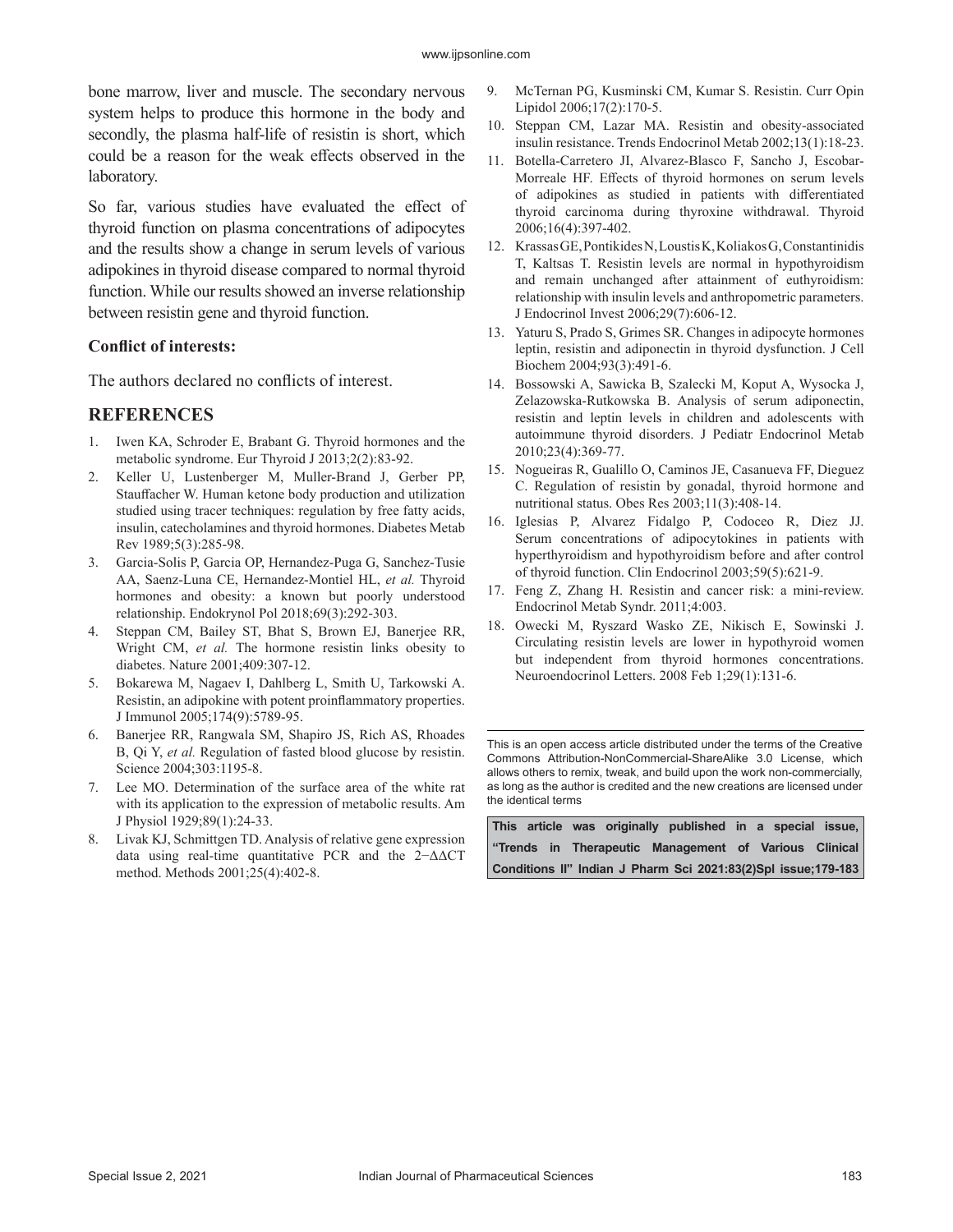bone marrow, liver and muscle. The secondary nervous system helps to produce this hormone in the body and secondly, the plasma half-life of resistin is short, which could be a reason for the weak effects observed in the laboratory.

So far, various studies have evaluated the effect of thyroid function on plasma concentrations of adipocytes and the results show a change in serum levels of various adipokines in thyroid disease compared to normal thyroid function. While our results showed an inverse relationship between resistin gene and thyroid function.

### Conflict of interests:

The authors declared no conflicts of interest.

## REFERENCES

1. Iwen KA, Schroder E, Brabant G. Thyroid hormones and the metabolic syndrome. Eur Thyroid J 2013;2(2):83-92.
2. Keller U, Lustenberger M, Muller-Brand J, Gerber PP, Stauffacher W. Human ketone body production and utilization studied using tracer techniques: regulation by free fatty acids, insulin, catecholamines and thyroid hormones. Diabetes Metab Rev 1989;5(3):285-98.
3. Garcia-Solis P, Garcia OP, Hernandez-Puga G, Sanchez-Tusie AA, Saenz-Luna CE, Hernandez-Montiel HL, *et al.* Thyroid hormones and obesity: a known but poorly understood relationship. Endokrynol Pol 2018;69(3):292-303.
4. Steppan CM, Bailey ST, Bhat S, Brown EJ, Banerjee RR, Wright CM, *et al.* The hormone resistin links obesity to diabetes. Nature 2001;409:307-12.
5. Bokarewa M, Nagaev I, Dahlberg L, Smith U, Tarkowski A. Resistin, an adipokine with potent proinflammatory properties. J Immunol 2005;174(9):5789-95.
6. Banerjee RR, Rangwala SM, Shapiro JS, Rich AS, Rhoades B, Qi Y, *et al.* Regulation of fasted blood glucose by resistin. Science 2004;303:1195-8.
7. Lee MO. Determination of the surface area of the white rat with its application to the expression of metabolic results. Am J Physiol 1929;89(1):24-33.
8. Livak KJ, Schmittgen TD. Analysis of relative gene expression data using real-time quantitative PCR and the $2^{-\Delta\Delta CT}$ method. Methods 2001;25(4):402-8.
9. McTernan PG, Kusminski CM, Kumar S. Resistin. Curr Opin Lipidol 2006;17(2):170-5.
10. Steppan CM, Lazar MA. Resistin and obesity-associated insulin resistance. Trends Endocrinol Metab 2002;13(1):18-23.
11. Botella-Carretero JI, Alvarez-Blasco F, Sancho J, Escobar-Morreale HF. Effects of thyroid hormones on serum levels of adipokines as studied in patients with differentiated thyroid carcinoma during thyroxine withdrawal. Thyroid 2006;16(4):397-402.
12. Krassas GE, Pontikides N, Loustis K, Koliakos G, Constantinidis T, Kaltsas T. Resistin levels are normal in hypothyroidism and remain unchanged after attainment of euthyroidism: relationship with insulin levels and anthropometric parameters. J Endocrinol Invest 2006;29(7):606-12.
13. Yaturu S, Prado S, Grimes SR. Changes in adipocyte hormones leptin, resistin and adiponectin in thyroid dysfunction. J Cell Biochem 2004;93(3):491-6.
14. Bossowski A, Sawicka B, Szalecki M, Koput A, Wysocka J, Zelazowska-Rutkowska B. Analysis of serum adiponectin, resistin and leptin levels in children and adolescents with autoimmune thyroid disorders. J Pediatr Endocrinol Metab 2010;23(4):369-77.
15. Nogueiras R, Gualillo O, Caminos JE, Casanueva FF, Dieguez C. Regulation of resistin by gonadal, thyroid hormone and nutritional status. Obes Res 2003;11(3):408-14.
16. Iglesias P, Alvarez Fidalgo P, Codoceo R, Diez JJ. Serum concentrations of adipocytokines in patients with hyperthyroidism and hypothyroidism before and after control of thyroid function. Clin Endocrinol 2003;59(5):621-9.
17. Feng Z, Zhang H. Resistin and cancer risk: a mini-review. Endocrinol Metab Syndr. 2011;4:003.
18. Owecki M, Ryszard Wasko ZE, Nikisch E, Sowinski J. Circulating resistin levels are lower in hypothyroid women but independent from thyroid hormones concentrations. Neuroendocrinol Letters. 2008 Feb 1;29(1):131-6.

This is an open access article distributed under the terms of the Creative Commons Attribution-NonCommercial-ShareAlike 3.0 License, which allows others to remix, tweak, and build upon the work non-commercially, as long as the author is credited and the new creations are licensed under the identical terms

**This article was originally published in a special issue, "Trends in Therapeutic Management of Various Clinical Conditions II" Indian J Pharm Sci 2021:83(2)Spl issue;179-183**